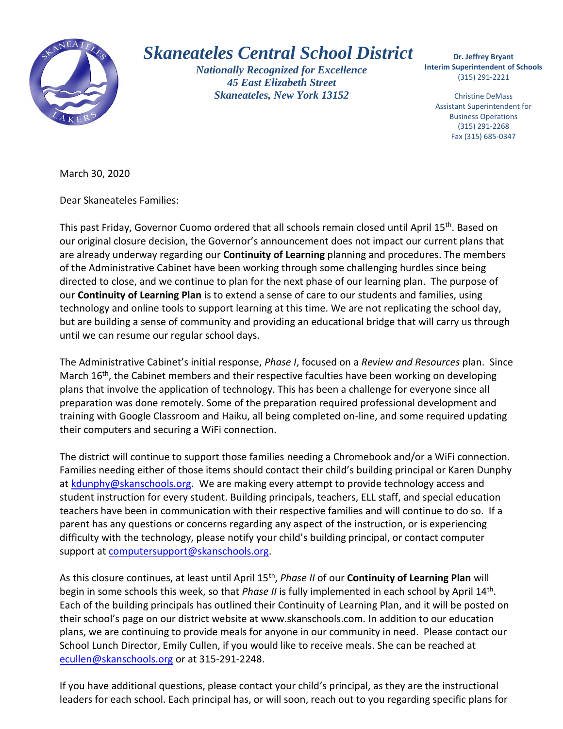# Skaneateles Central School District

*Nationally Recognized for Excellence*
*45 East Elizabeth Street*
*Skaneateles, New York 13152*

**Dr. Jeffrey Bryant**
**Interim Superintendent of Schools**
(315) 291-2221

Christine DeMass
Assistant Superintendent for Business Operations
(315) 291-2268
Fax (315) 685-0347

March 30, 2020

Dear Skaneateles Families:

This past Friday, Governor Cuomo ordered that all schools remain closed until April 15th. Based on our original closure decision, the Governor's announcement does not impact our current plans that are already underway regarding our **Continuity of Learning** planning and procedures. The members of the Administrative Cabinet have been working through some challenging hurdles since being directed to close, and we continue to plan for the next phase of our learning plan. The purpose of our **Continuity of Learning Plan** is to extend a sense of care to our students and families, using technology and online tools to support learning at this time. We are not replicating the school day, but are building a sense of community and providing an educational bridge that will carry us through until we can resume our regular school days.

The Administrative Cabinet's initial response, *Phase I*, focused on a *Review and Resources* plan. Since March 16th, the Cabinet members and their respective faculties have been working on developing plans that involve the application of technology. This has been a challenge for everyone since all preparation was done remotely. Some of the preparation required professional development and training with Google Classroom and Haiku, all being completed on-line, and some required updating their computers and securing a WiFi connection.

The district will continue to support those families needing a Chromebook and/or a WiFi connection. Families needing either of those items should contact their child's building principal or Karen Dunphy at kdunphy@skanschools.org. We are making every attempt to provide technology access and student instruction for every student. Building principals, teachers, ELL staff, and special education teachers have been in communication with their respective families and will continue to do so. If a parent has any questions or concerns regarding any aspect of the instruction, or is experiencing difficulty with the technology, please notify your child's building principal, or contact computer support at computersupport@skanschools.org.

As this closure continues, at least until April 15th, *Phase II* of our **Continuity of Learning Plan** will begin in some schools this week, so that *Phase II* is fully implemented in each school by April 14th. Each of the building principals has outlined their Continuity of Learning Plan, and it will be posted on their school's page on our district website at www.skanschools.com. In addition to our education plans, we are continuing to provide meals for anyone in our community in need. Please contact our School Lunch Director, Emily Cullen, if you would like to receive meals. She can be reached at ecullen@skanschools.org or at 315-291-2248.

If you have additional questions, please contact your child's principal, as they are the instructional leaders for each school. Each principal has, or will soon, reach out to you regarding specific plans for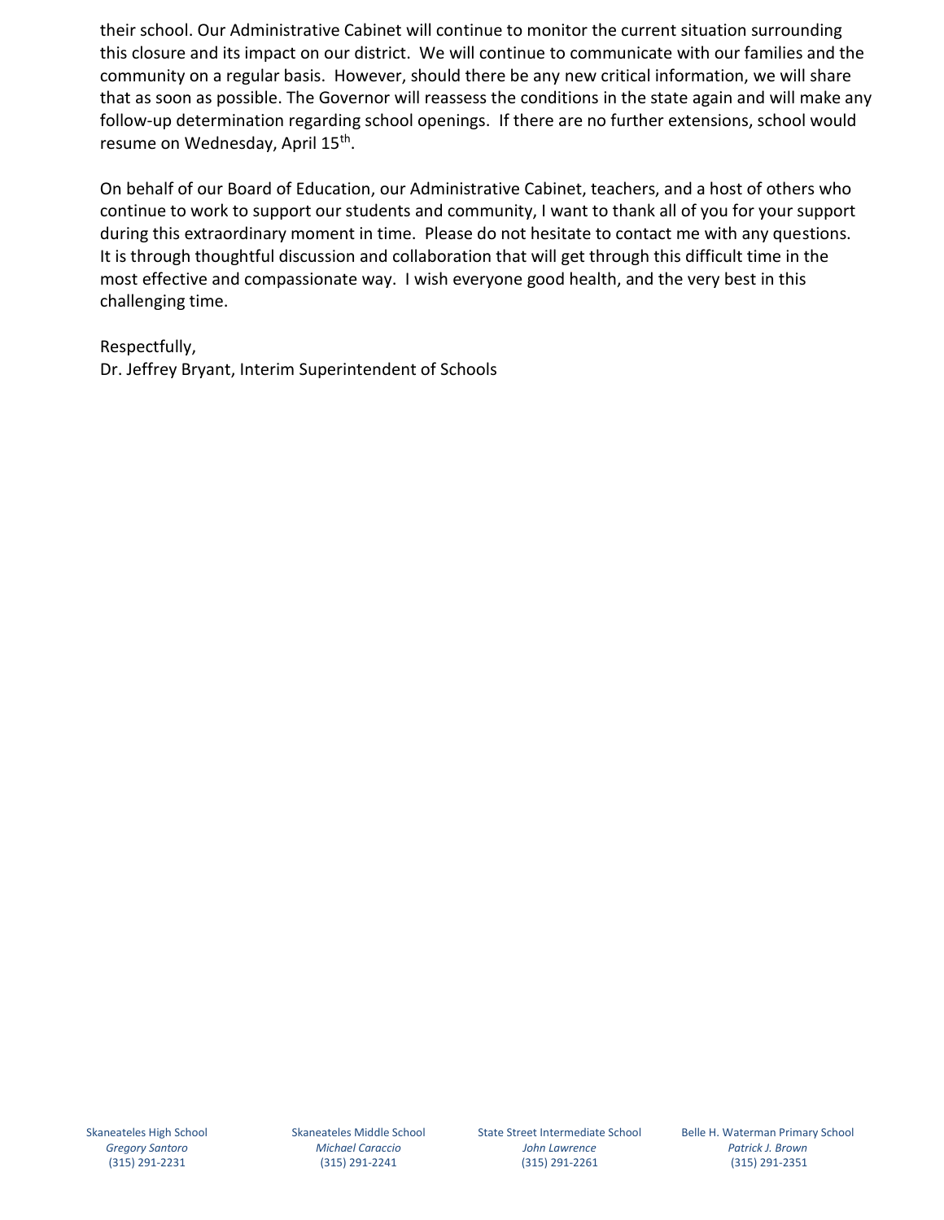their school. Our Administrative Cabinet will continue to monitor the current situation surrounding this closure and its impact on our district. We will continue to communicate with our families and the community on a regular basis. However, should there be any new critical information, we will share that as soon as possible. The Governor will reassess the conditions in the state again and will make any follow-up determination regarding school openings. If there are no further extensions, school would resume on Wednesday, April 15th.

On behalf of our Board of Education, our Administrative Cabinet, teachers, and a host of others who continue to work to support our students and community, I want to thank all of you for your support during this extraordinary moment in time. Please do not hesitate to contact me with any questions. It is through thoughtful discussion and collaboration that will get through this difficult time in the most effective and compassionate way. I wish everyone good health, and the very best in this challenging time.

Respectfully,
Dr. Jeffrey Bryant, Interim Superintendent of Schools